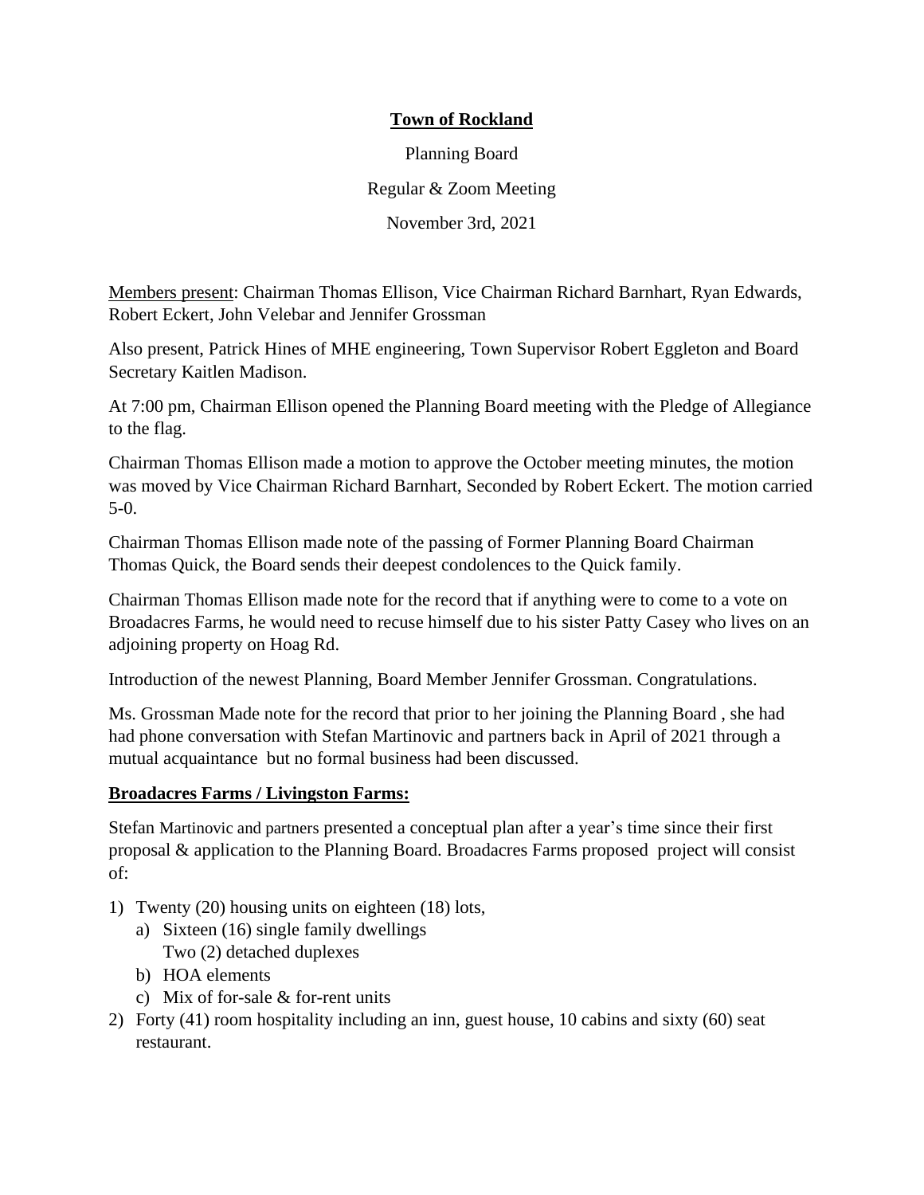**Town of Rockland**

Planning Board

Regular & Zoom Meeting

November 3rd, 2021

Members present: Chairman Thomas Ellison, Vice Chairman Richard Barnhart, Ryan Edwards, Robert Eckert, John Velebar and Jennifer Grossman

Also present, Patrick Hines of MHE engineering, Town Supervisor Robert Eggleton and Board Secretary Kaitlen Madison.

At 7:00 pm, Chairman Ellison opened the Planning Board meeting with the Pledge of Allegiance to the flag.

Chairman Thomas Ellison made a motion to approve the October meeting minutes, the motion was moved by Vice Chairman Richard Barnhart, Seconded by Robert Eckert. The motion carried 5-0.

Chairman Thomas Ellison made note of the passing of Former Planning Board Chairman Thomas Quick, the Board sends their deepest condolences to the Quick family.

Chairman Thomas Ellison made note for the record that if anything were to come to a vote on Broadacres Farms, he would need to recuse himself due to his sister Patty Casey who lives on an adjoining property on Hoag Rd.

Introduction of the newest Planning, Board Member Jennifer Grossman. Congratulations.

Ms. Grossman Made note for the record that prior to her joining the Planning Board , she had had phone conversation with Stefan Martinovic and partners back in April of 2021 through a mutual acquaintance but no formal business had been discussed.

**Broadacres Farms / Livingston Farms:**

Stefan Martinovic and partners presented a conceptual plan after a year's time since their first proposal & application to the Planning Board. Broadacres Farms proposed project will consist of:

1) Twenty (20) housing units on eighteen (18) lots,
   a) Sixteen (16) single family dwellings
      Two (2) detached duplexes
   b) HOA elements
   c) Mix of for-sale & for-rent units
2) Forty (41) room hospitality including an inn, guest house, 10 cabins and sixty (60) seat restaurant.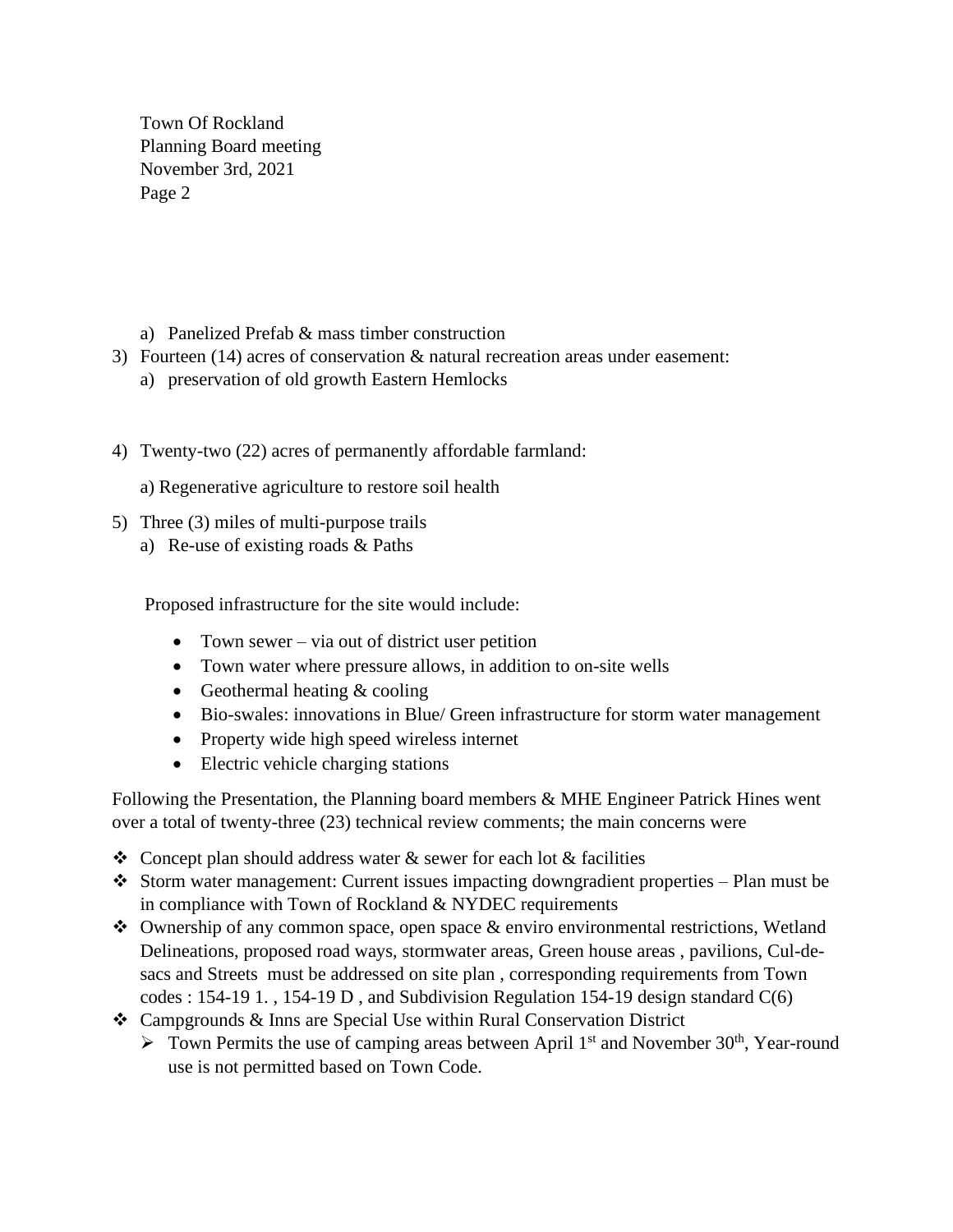a) Panelized Prefab & mass timber construction

3) Fourteen (14) acres of conservation & natural recreation areas under easement:
   a) preservation of old growth Eastern Hemlocks

4) Twenty-two (22) acres of permanently affordable farmland:

   a) Regenerative agriculture to restore soil health

5) Three (3) miles of multi-purpose trails
   a) Re-use of existing roads & Paths

Proposed infrastructure for the site would include:

- Town sewer – via out of district user petition
- Town water where pressure allows, in addition to on-site wells
- Geothermal heating & cooling
- Bio-swales: innovations in Blue/ Green infrastructure for storm water management
- Property wide high speed wireless internet
- Electric vehicle charging stations

Following the Presentation, the Planning board members & MHE Engineer Patrick Hines went over a total of twenty-three (23) technical review comments; the main concerns were

- Concept plan should address water & sewer for each lot & facilities
- Storm water management: Current issues impacting downgradient properties – Plan must be in compliance with Town of Rockland & NYDEC requirements
- Ownership of any common space, open space & enviro environmental restrictions, Wetland Delineations, proposed road ways, stormwater areas, Green house areas , pavilions, Cul-de-sacs and Streets must be addressed on site plan , corresponding requirements from Town codes : 154-19 1. , 154-19 D , and Subdivision Regulation 154-19 design standard C(6)
- Campgrounds & Inns are Special Use within Rural Conservation District
  - Town Permits the use of camping areas between April 1st and November 30th, Year-round use is not permitted based on Town Code.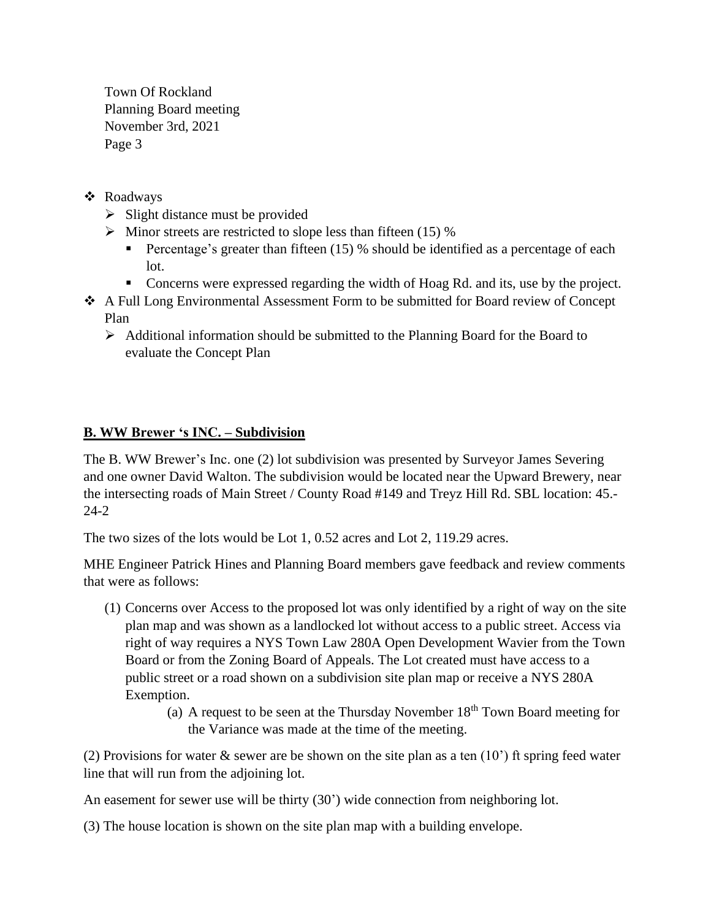- Roadways
  - Slight distance must be provided
  - Minor streets are restricted to slope less than fifteen (15) %
    - Percentage's greater than fifteen (15) % should be identified as a percentage of each lot.
    - Concerns were expressed regarding the width of Hoag Rd. and its, use by the project.
- A Full Long Environmental Assessment Form to be submitted for Board review of Concept Plan
  - Additional information should be submitted to the Planning Board for the Board to evaluate the Concept Plan

**B. WW Brewer 's INC. – Subdivision**

The B. WW Brewer's Inc. one (2) lot subdivision was presented by Surveyor James Severing and one owner David Walton. The subdivision would be located near the Upward Brewery, near the intersecting roads of Main Street / County Road #149 and Treyz Hill Rd. SBL location: 45.-24-2

The two sizes of the lots would be Lot 1, 0.52 acres and Lot 2, 119.29 acres.

MHE Engineer Patrick Hines and Planning Board members gave feedback and review comments that were as follows:

(1) Concerns over Access to the proposed lot was only identified by a right of way on the site plan map and was shown as a landlocked lot without access to a public street. Access via right of way requires a NYS Town Law 280A Open Development Wavier from the Town Board or from the Zoning Board of Appeals. The Lot created must have access to a public street or a road shown on a subdivision site plan map or receive a NYS 280A Exemption.

   (a) A request to be seen at the Thursday November 18th Town Board meeting for the Variance was made at the time of the meeting.

(2) Provisions for water & sewer are be shown on the site plan as a ten (10') ft spring feed water line that will run from the adjoining lot.

An easement for sewer use will be thirty (30') wide connection from neighboring lot.

(3) The house location is shown on the site plan map with a building envelope.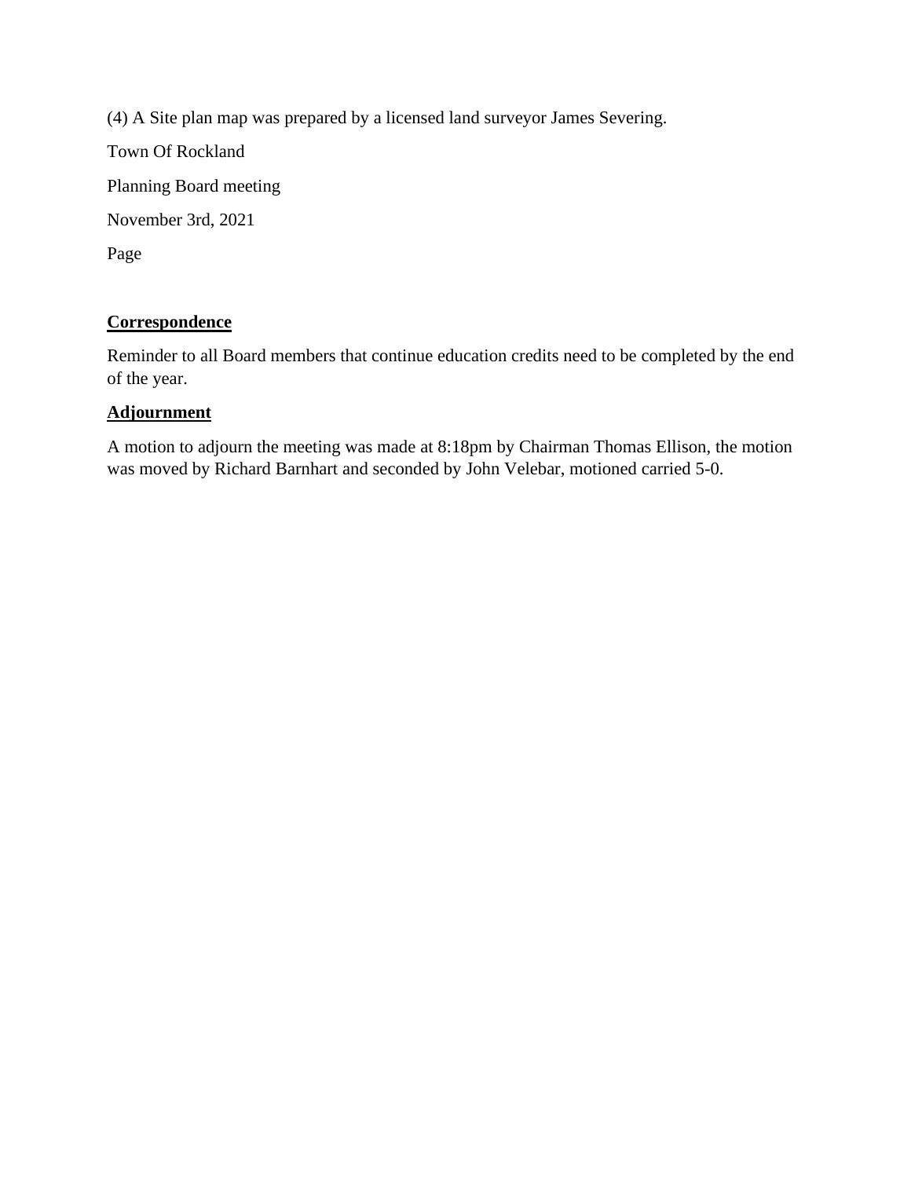(4) A Site plan map was prepared by a licensed land surveyor James Severing.

**Correspondence**

Reminder to all Board members that continue education credits need to be completed by the end of the year.

**Adjournment**

A motion to adjourn the meeting was made at 8:18pm by Chairman Thomas Ellison, the motion was moved by Richard Barnhart and seconded by John Velebar, motioned carried 5-0.